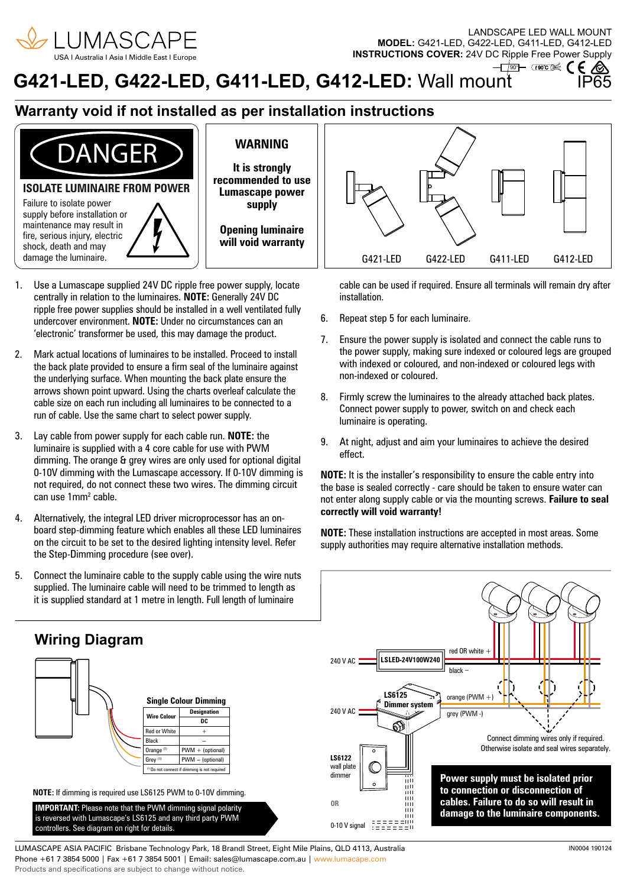LUMASCAPE
USA | Australia | Asia | Middle East | Europe

LANDSCAPE LED WALL MOUNT
**MODEL:** G421-LED, G422-LED, G411-LED, G412-LED
**INSTRUCTIONS COVER:** 24V DC Ripple Free Power Supply

IP65

# G421-LED, G422-LED, G411-LED, G412-LED: Wall mount

## Warranty void if not installed as per installation instructions

**DANGER**

**ISOLATE LUMINAIRE FROM POWER**

Failure to isolate power supply before installation or maintenance may result in fire, serious injury, electric shock, death and may damage the luminaire.

**WARNING**

**It is strongly recommended to use Lumascape power supply**

**Opening luminaire will void warranty**

G421-LED G422-LED G411-LED G412-LED

1. Use a Lumascape supplied 24V DC ripple free power supply, locate centrally in relation to the luminaires. **NOTE:** Generally 24V DC ripple free power supplies should be installed in a well ventilated fully undercover environment. **NOTE:** Under no circumstances can an 'electronic' transformer be used, this may damage the product.

2. Mark actual locations of luminaires to be installed. Proceed to install the back plate provided to ensure a firm seal of the luminaire against the underlying surface. When mounting the back plate ensure the arrows shown point upward. Using the charts overleaf calculate the cable size on each run including all luminaires to be connected to a run of cable. Use the same chart to select power supply.

3. Lay cable from power supply for each cable run. **NOTE:** the luminaire is supplied with a 4 core cable for use with PWM dimming. The orange & grey wires are only used for optional digital 0-10V dimming with the Lumascape accessory. If 0-10V dimming is not required, do not connect these two wires. The dimming circuit can use 1mm² cable.

4. Alternatively, the integral LED driver microprocessor has an on-board step-dimming feature which enables all these LED luminaires on the circuit to be set to the desired lighting intensity level. Refer the Step-Dimming procedure (see over).

5. Connect the luminaire cable to the supply cable using the wire nuts supplied. The luminaire cable will need to be trimmed to length as it is supplied standard at 1 metre in length. Full length of luminaire cable can be used if required. Ensure all terminals will remain dry after installation.

6. Repeat step 5 for each luminaire.

7. Ensure the power supply is isolated and connect the cable runs to the power supply, making sure indexed or coloured legs are grouped with indexed or coloured, and non-indexed or coloured legs with non-indexed or coloured.

8. Firmly screw the luminaires to the already attached back plates. Connect power supply to power, switch on and check each luminaire is operating.

9. At night, adjust and aim your luminaires to achieve the desired effect.

**NOTE:** It is the installer's responsibility to ensure the cable entry into the base is sealed correctly - care should be taken to ensure water can not enter along supply cable or via the mounting screws. **Failure to seal correctly will void warranty!**

**NOTE:** These installation instructions are accepted in most areas. Some supply authorities may require alternative installation methods.

## Wiring Diagram

**Single Colour Dimming**

| Wire Colour | Designation DC |
|---|---|
| Red or White | + |
| Black | – |
| Orange [1] | PWM + (optional) |
| Grey [1] | PWM – (optional) |

[1] Do not connect if dimming is not required

**NOTE:** If dimming is required use LS6125 PWM to 0-10V dimming.

**IMPORTANT:** Please note that the PWM dimming signal polarity is reversed with Lumascape's LS6125 and any third party PWM controllers. See diagram on right for details.

240 V AC — LSLED-24V100W240 — red OR white + / black –

240 V AC — LS6125 Dimmer system — orange (PWM +) / grey (PWM -)

LS6122 wall plate dimmer

OR

0-10 V signal

Connect dimming wires only if required. Otherwise isolate and seal wires separately.

**Power supply must be isolated prior to connection or disconnection of cables. Failure to do so will result in damage to the luminaire components.**

LUMASCAPE ASIA PACIFIC Brisbane Technology Park, 18 Brandl Street, Eight Mile Plains, QLD 4113, Australia
Phone +61 7 3854 5000 | Fax +61 7 3854 5001 | Email: sales@lumascape.com.au | www.lumacape.com
Products and specifications are subject to change without notice.

IN0004 190124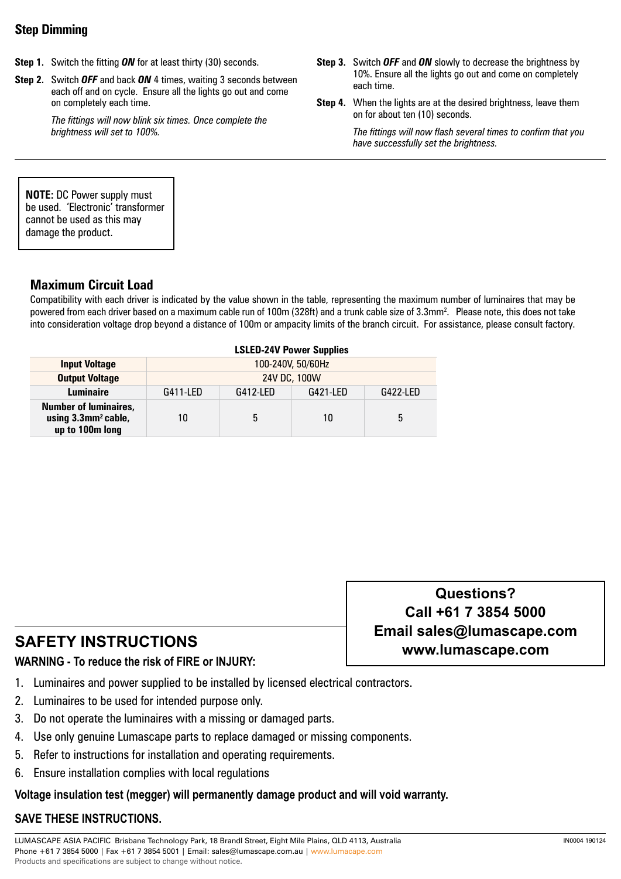## Step Dimming

**Step 1.** Switch the fitting ***ON*** for at least thirty (30) seconds.

**Step 2.** Switch ***OFF*** and back ***ON*** 4 times, waiting 3 seconds between each off and on cycle. Ensure all the lights go out and come on completely each time.

*The fittings will now blink six times. Once complete the brightness will set to 100%.*

**Step 3.** Switch ***OFF*** and ***ON*** slowly to decrease the brightness by 10%. Ensure all the lights go out and come on completely each time.

**Step 4.** When the lights are at the desired brightness, leave them on for about ten (10) seconds.

*The fittings will now flash several times to confirm that you have successfully set the brightness.*

---

**NOTE:** DC Power supply must be used. 'Electronic' transformer cannot be used as this may damage the product.

### Maximum Circuit Load

Compatibility with each driver is indicated by the value shown in the table, representing the maximum number of luminaires that may be powered from each driver based on a maximum cable run of 100m (328ft) and a trunk cable size of 3.3mm$^2$. Please note, this does not take into consideration voltage drop beyond a distance of 100m or ampacity limits of the branch circuit. For assistance, please consult factory.

**LSLED-24V Power Supplies**

| | | | | |
|---|---|---|---|---|
| **Input Voltage** | 100-240V, 50/60Hz | | | |
| **Output Voltage** | 24V DC, 100W | | | |
| **Luminaire** | G411-LED | G412-LED | G421-LED | G422-LED |
| **Number of luminaires, using 3.3mm$^2$ cable, up to 100m long** | 10 | 5 | 10 | 5 |

**Questions?**
**Call +61 7 3854 5000**
**Email sales@lumascape.com**
**www.lumascape.com**

## SAFETY INSTRUCTIONS

**WARNING - To reduce the risk of FIRE or INJURY:**

1. Luminaires and power supplied to be installed by licensed electrical contractors.
2. Luminaires to be used for intended purpose only.
3. Do not operate the luminaires with a missing or damaged parts.
4. Use only genuine Lumascape parts to replace damaged or missing components.
5. Refer to instructions for installation and operating requirements.
6. Ensure installation complies with local regulations

**Voltage insulation test (megger) will permanently damage product and will void warranty.**

**SAVE THESE INSTRUCTIONS.**

LUMASCAPE ASIA PACIFIC Brisbane Technology Park, 18 Brandl Street, Eight Mile Plains, QLD 4113, Australia
Phone +61 7 3854 5000 | Fax +61 7 3854 5001 | Email: sales@lumascape.com.au | www.lumacape.com
Products and specifications are subject to change without notice.

IN0004 190124